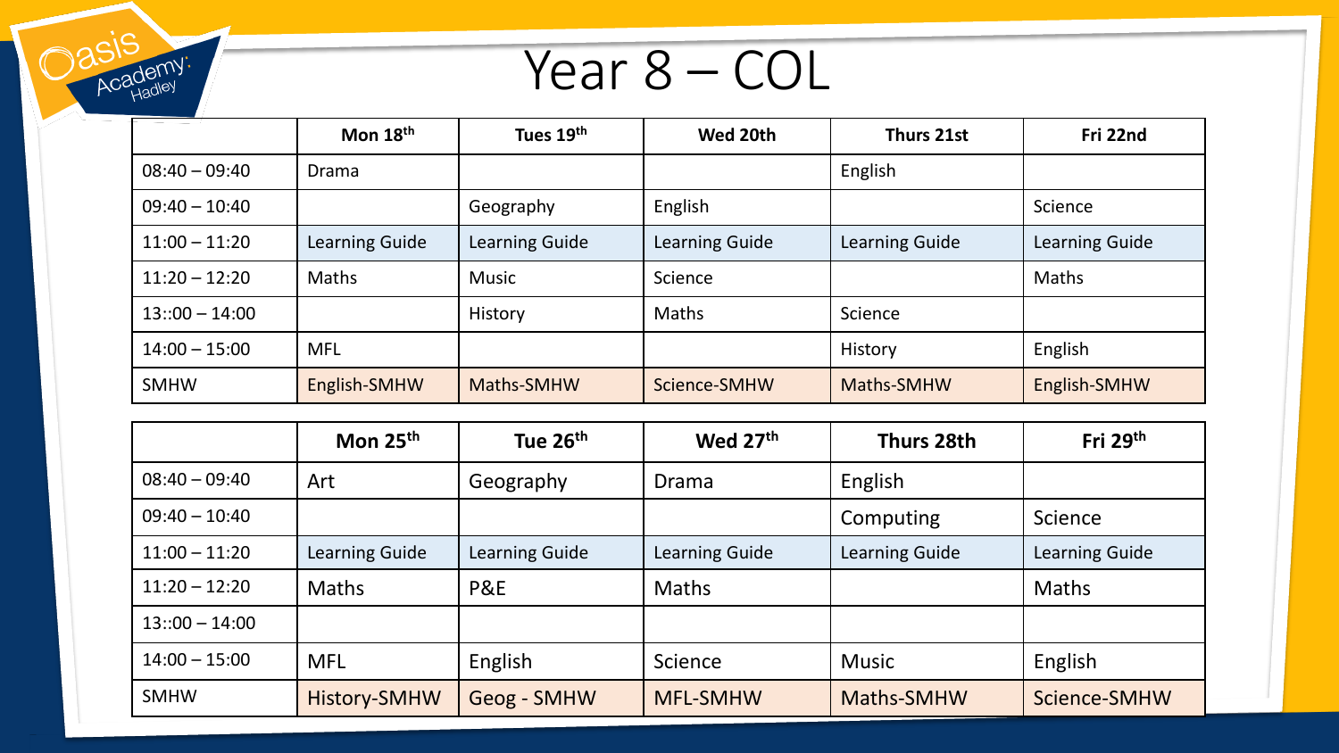# Year 8 – COL

| | Mon 18th | Tues 19th | Wed 20th | Thurs 21st | Fri 22nd |
|---|---|---|---|---|---|
| 08:40 – 09:40 | Drama | | | English | |
| 09:40 – 10:40 | | Geography | English | | Science |
| 11:00 – 11:20 | Learning Guide | Learning Guide | Learning Guide | Learning Guide | Learning Guide |
| 11:20 – 12:20 | Maths | Music | Science | | Maths |
| 13::00 – 14:00 | | History | Maths | Science | |
| 14:00 – 15:00 | MFL | | | History | English |
| SMHW | English-SMHW | Maths-SMHW | Science-SMHW | Maths-SMHW | English-SMHW |

| | Mon 25th | Tue 26th | Wed 27th | Thurs 28th | Fri 29th |
|---|---|---|---|---|---|
| 08:40 – 09:40 | Art | Geography | Drama | English | |
| 09:40 – 10:40 | | | | Computing | Science |
| 11:00 – 11:20 | Learning Guide | Learning Guide | Learning Guide | Learning Guide | Learning Guide |
| 11:20 – 12:20 | Maths | P&E | Maths | | Maths |
| 13::00 – 14:00 | | | | | |
| 14:00 – 15:00 | MFL | English | Science | Music | English |
| SMHW | History-SMHW | Geog - SMHW | MFL-SMHW | Maths-SMHW | Science-SMHW |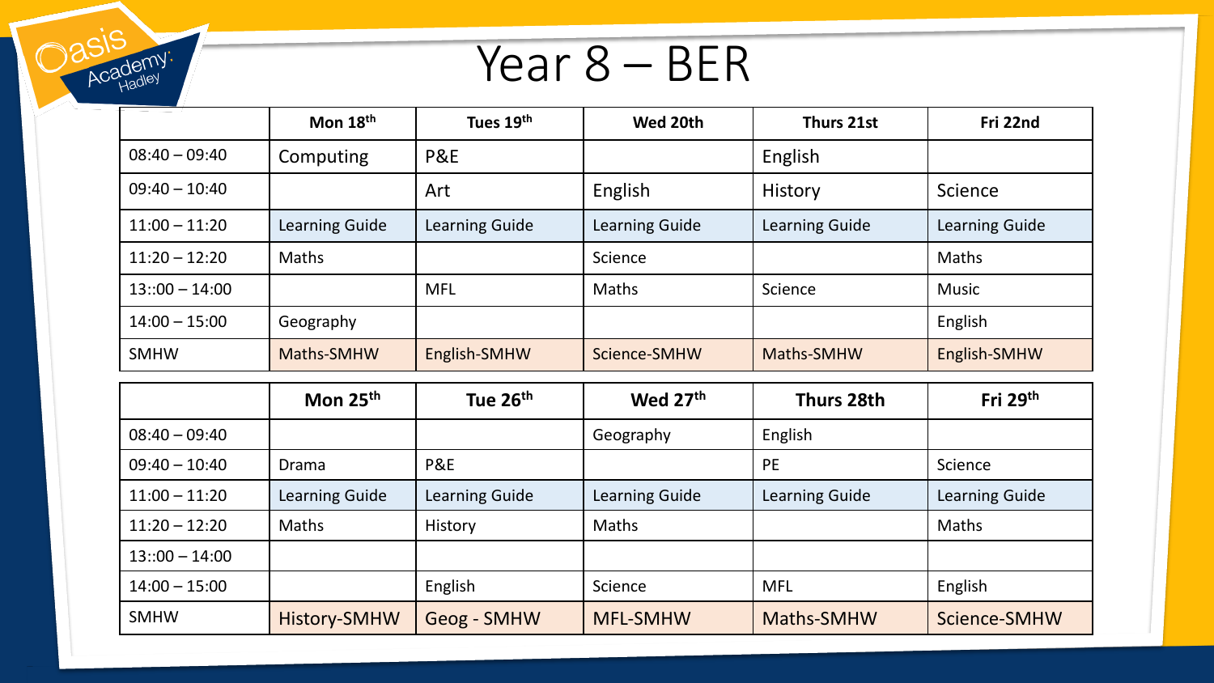# Year 8 – BER

| | Mon 18th | Tues 19th | Wed 20th | Thurs 21st | Fri 22nd |
|---|---|---|---|---|---|
| 08:40 – 09:40 | Computing | P&E | | English | |
| 09:40 – 10:40 | | Art | English | History | Science |
| 11:00 – 11:20 | Learning Guide | Learning Guide | Learning Guide | Learning Guide | Learning Guide |
| 11:20 – 12:20 | Maths | | Science | | Maths |
| 13::00 – 14:00 | | MFL | Maths | Science | Music |
| 14:00 – 15:00 | Geography | | | | English |
| SMHW | Maths-SMHW | English-SMHW | Science-SMHW | Maths-SMHW | English-SMHW |

| | Mon 25th | Tue 26th | Wed 27th | Thurs 28th | Fri 29th |
|---|---|---|---|---|---|
| 08:40 – 09:40 | | | Geography | English | |
| 09:40 – 10:40 | Drama | P&E | | PE | Science |
| 11:00 – 11:20 | Learning Guide | Learning Guide | Learning Guide | Learning Guide | Learning Guide |
| 11:20 – 12:20 | Maths | History | Maths | | Maths |
| 13::00 – 14:00 | | | | | |
| 14:00 – 15:00 | | English | Science | MFL | English |
| SMHW | History-SMHW | Geog - SMHW | MFL-SMHW | Maths-SMHW | Science-SMHW |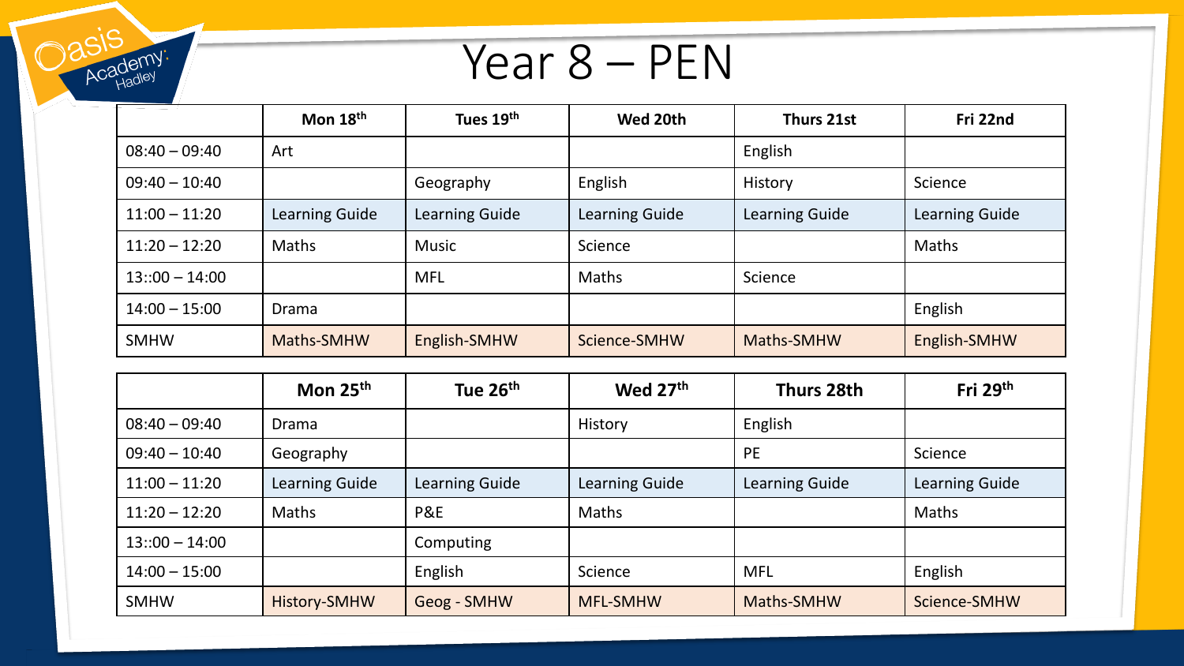# Year 8 – PEN

| | Mon 18th | Tues 19th | Wed 20th | Thurs 21st | Fri 22nd |
|---|---|---|---|---|---|
| 08:40 – 09:40 | Art | | | English | |
| 09:40 – 10:40 | | Geography | English | History | Science |
| 11:00 – 11:20 | Learning Guide | Learning Guide | Learning Guide | Learning Guide | Learning Guide |
| 11:20 – 12:20 | Maths | Music | Science | | Maths |
| 13::00 – 14:00 | | MFL | Maths | Science | |
| 14:00 – 15:00 | Drama | | | | English |
| SMHW | Maths-SMHW | English-SMHW | Science-SMHW | Maths-SMHW | English-SMHW |

| | Mon 25th | Tue 26th | Wed 27th | Thurs 28th | Fri 29th |
|---|---|---|---|---|---|
| 08:40 – 09:40 | Drama | | History | English | |
| 09:40 – 10:40 | Geography | | | PE | Science |
| 11:00 – 11:20 | Learning Guide | Learning Guide | Learning Guide | Learning Guide | Learning Guide |
| 11:20 – 12:20 | Maths | P&E | Maths | | Maths |
| 13::00 – 14:00 | | Computing | | | |
| 14:00 – 15:00 | | English | Science | MFL | English |
| SMHW | History-SMHW | Geog - SMHW | MFL-SMHW | Maths-SMHW | Science-SMHW |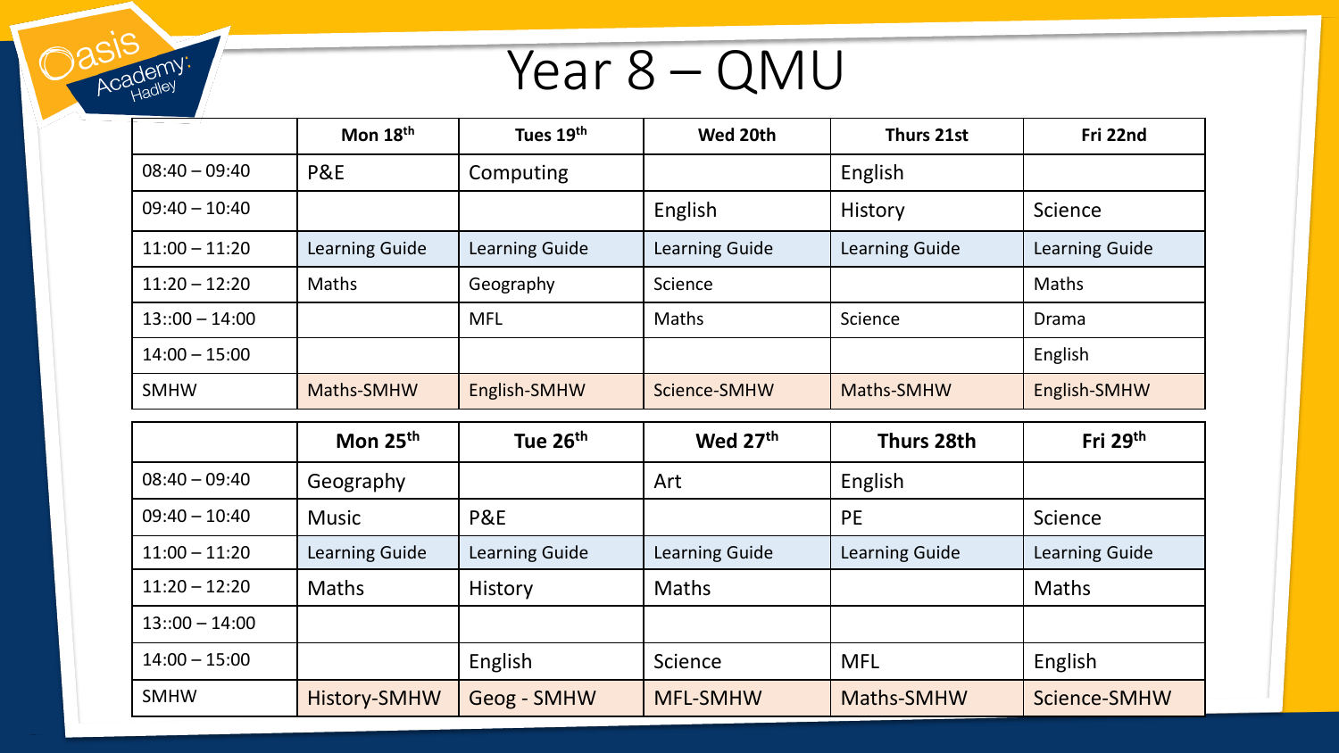# Year 8 – QMU

| | Mon 18th | Tues 19th | Wed 20th | Thurs 21st | Fri 22nd |
|---|---|---|---|---|---|
| 08:40 – 09:40 | P&E | Computing | | English | |
| 09:40 – 10:40 | | | English | History | Science |
| 11:00 – 11:20 | Learning Guide | Learning Guide | Learning Guide | Learning Guide | Learning Guide |
| 11:20 – 12:20 | Maths | Geography | Science | | Maths |
| 13::00 – 14:00 | | MFL | Maths | Science | Drama |
| 14:00 – 15:00 | | | | | English |
| SMHW | Maths-SMHW | English-SMHW | Science-SMHW | Maths-SMHW | English-SMHW |

| | Mon 25th | Tue 26th | Wed 27th | Thurs 28th | Fri 29th |
|---|---|---|---|---|---|
| 08:40 – 09:40 | Geography | | Art | English | |
| 09:40 – 10:40 | Music | P&E | | PE | Science |
| 11:00 – 11:20 | Learning Guide | Learning Guide | Learning Guide | Learning Guide | Learning Guide |
| 11:20 – 12:20 | Maths | History | Maths | | Maths |
| 13::00 – 14:00 | | | | | |
| 14:00 – 15:00 | | English | Science | MFL | English |
| SMHW | History-SMHW | Geog - SMHW | MFL-SMHW | Maths-SMHW | Science-SMHW |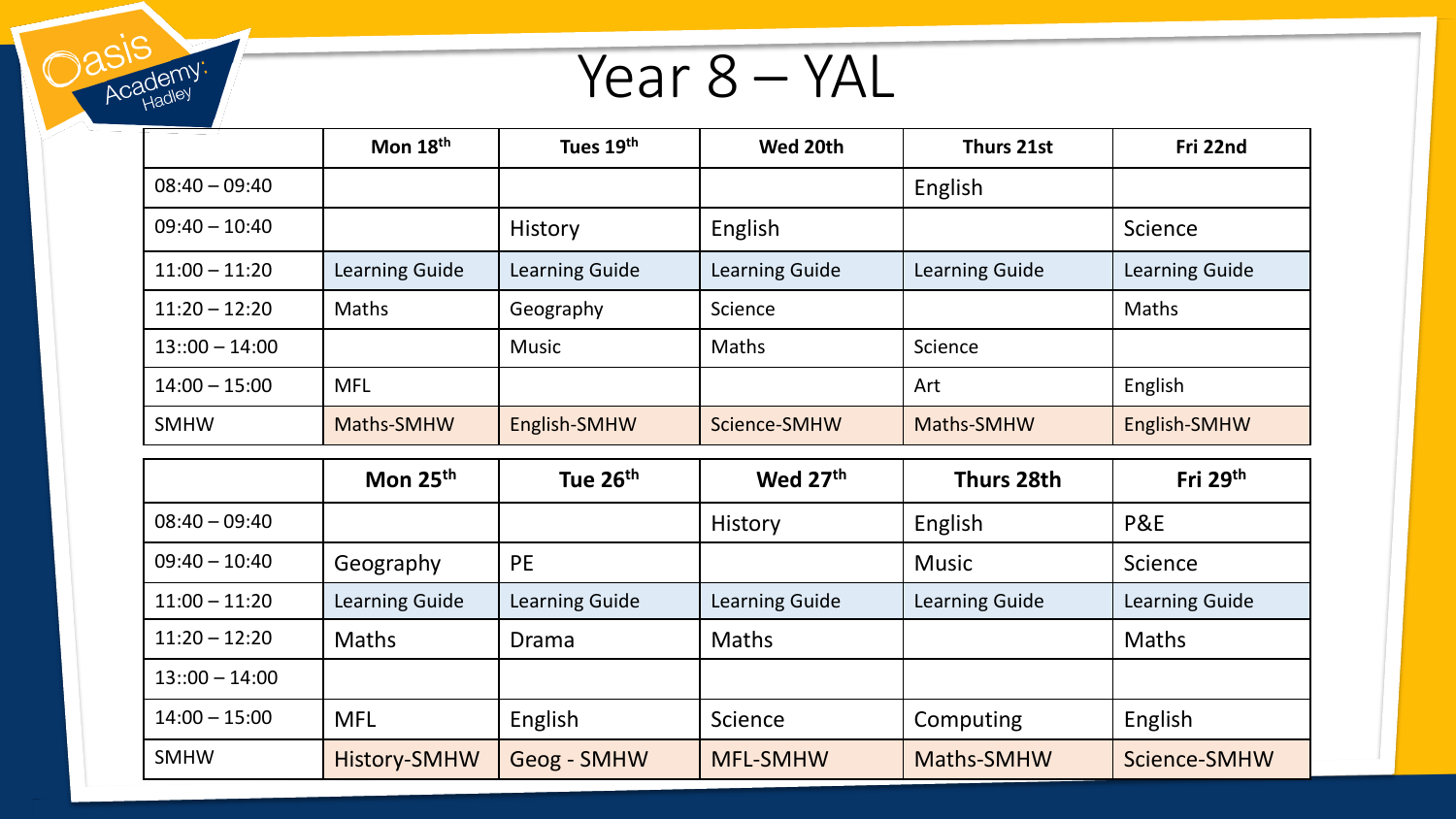# Year 8 – YAL

|  | Mon 18th | Tues 19th | Wed 20th | Thurs 21st | Fri 22nd |
|---|---|---|---|---|---|
| 08:40 – 09:40 |  |  |  | English |  |
| 09:40 – 10:40 |  | History | English |  | Science |
| 11:00 – 11:20 | Learning Guide | Learning Guide | Learning Guide | Learning Guide | Learning Guide |
| 11:20 – 12:20 | Maths | Geography | Science |  | Maths |
| 13::00 – 14:00 |  | Music | Maths | Science |  |
| 14:00 – 15:00 | MFL |  |  | Art | English |
| SMHW | Maths-SMHW | English-SMHW | Science-SMHW | Maths-SMHW | English-SMHW |

|  | Mon 25th | Tue 26th | Wed 27th | Thurs 28th | Fri 29th |
|---|---|---|---|---|---|
| 08:40 – 09:40 |  |  | History | English | P&E |
| 09:40 – 10:40 | Geography | PE |  | Music | Science |
| 11:00 – 11:20 | Learning Guide | Learning Guide | Learning Guide | Learning Guide | Learning Guide |
| 11:20 – 12:20 | Maths | Drama | Maths |  | Maths |
| 13::00 – 14:00 |  |  |  |  |  |
| 14:00 – 15:00 | MFL | English | Science | Computing | English |
| SMHW | History-SMHW | Geog - SMHW | MFL-SMHW | Maths-SMHW | Science-SMHW |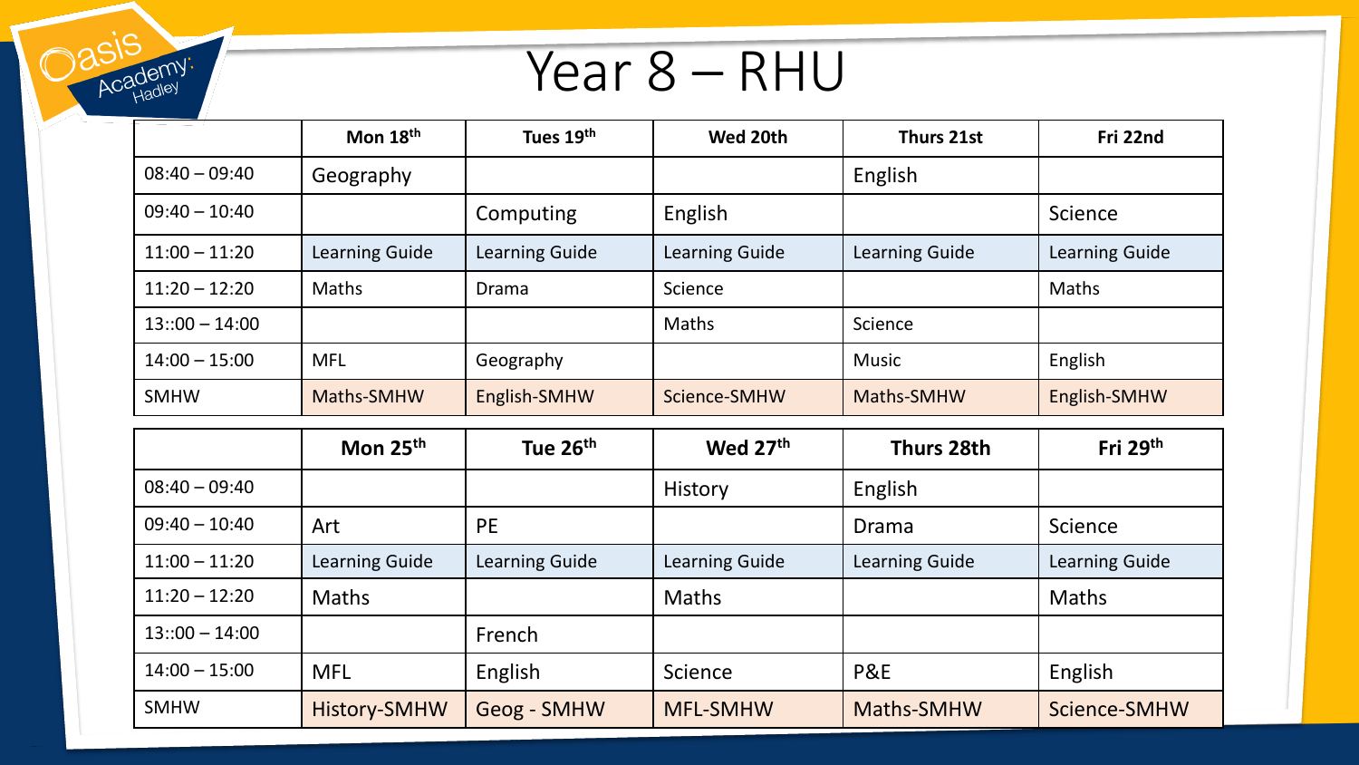# Year 8 – RHU

| | Mon 18th | Tues 19th | Wed 20th | Thurs 21st | Fri 22nd |
|---|---|---|---|---|---|
| 08:40 – 09:40 | Geography | | | English | |
| 09:40 – 10:40 | | Computing | English | | Science |
| 11:00 – 11:20 | Learning Guide | Learning Guide | Learning Guide | Learning Guide | Learning Guide |
| 11:20 – 12:20 | Maths | Drama | Science | | Maths |
| 13::00 – 14:00 | | | Maths | Science | |
| 14:00 – 15:00 | MFL | Geography | | Music | English |
| SMHW | Maths-SMHW | English-SMHW | Science-SMHW | Maths-SMHW | English-SMHW |

| | Mon 25th | Tue 26th | Wed 27th | Thurs 28th | Fri 29th |
|---|---|---|---|---|---|
| 08:40 – 09:40 | | | History | English | |
| 09:40 – 10:40 | Art | PE | | Drama | Science |
| 11:00 – 11:20 | Learning Guide | Learning Guide | Learning Guide | Learning Guide | Learning Guide |
| 11:20 – 12:20 | Maths | | Maths | | Maths |
| 13::00 – 14:00 | | French | | | |
| 14:00 – 15:00 | MFL | English | Science | P&E | English |
| SMHW | History-SMHW | Geog - SMHW | MFL-SMHW | Maths-SMHW | Science-SMHW |